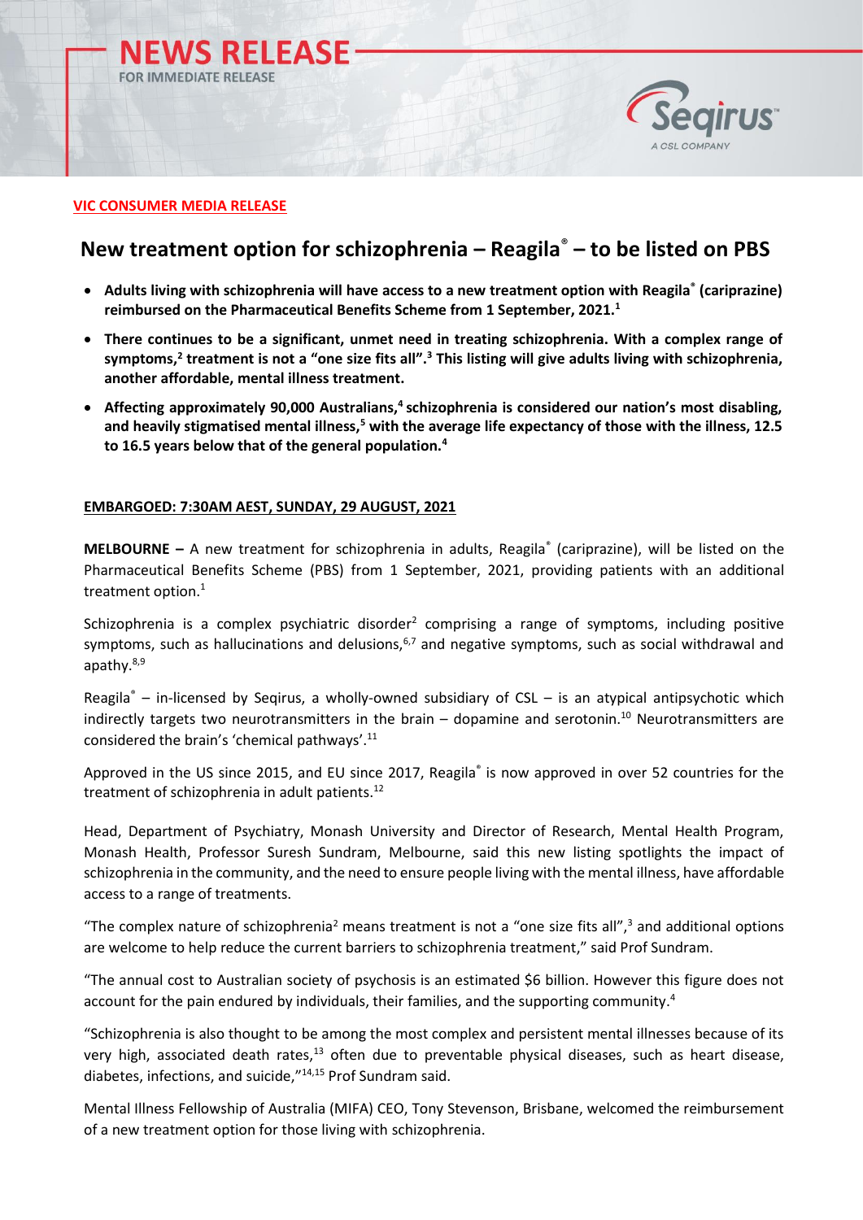**NEWS RELEASE**
FOR IMMEDIATE RELEASE

**VIC CONSUMER MEDIA RELEASE**

# New treatment option for schizophrenia – Reagila® – to be listed on PBS

- **Adults living with schizophrenia will have access to a new treatment option with Reagila® (cariprazine) reimbursed on the Pharmaceutical Benefits Scheme from 1 September, 2021.[1]**
- **There continues to be a significant, unmet need in treating schizophrenia. With a complex range of symptoms,[2] treatment is not a "one size fits all".[3] This listing will give adults living with schizophrenia, another affordable, mental illness treatment.**
- **Affecting approximately 90,000 Australians,[4] schizophrenia is considered our nation's most disabling, and heavily stigmatised mental illness,[5] with the average life expectancy of those with the illness, 12.5 to 16.5 years below that of the general population.[4]**

**EMBARGOED: 7:30AM AEST, SUNDAY, 29 AUGUST, 2021**

**MELBOURNE –** A new treatment for schizophrenia in adults, Reagila® (cariprazine), will be listed on the Pharmaceutical Benefits Scheme (PBS) from 1 September, 2021, providing patients with an additional treatment option.[1]

Schizophrenia is a complex psychiatric disorder[2] comprising a range of symptoms, including positive symptoms, such as hallucinations and delusions,[6,7] and negative symptoms, such as social withdrawal and apathy.[8,9]

Reagila® – in-licensed by Seqirus, a wholly-owned subsidiary of CSL – is an atypical antipsychotic which indirectly targets two neurotransmitters in the brain – dopamine and serotonin.[10] Neurotransmitters are considered the brain's 'chemical pathways'.[11]

Approved in the US since 2015, and EU since 2017, Reagila® is now approved in over 52 countries for the treatment of schizophrenia in adult patients.[12]

Head, Department of Psychiatry, Monash University and Director of Research, Mental Health Program, Monash Health, Professor Suresh Sundram, Melbourne, said this new listing spotlights the impact of schizophrenia in the community, and the need to ensure people living with the mental illness, have affordable access to a range of treatments.

"The complex nature of schizophrenia[2] means treatment is not a "one size fits all",[3] and additional options are welcome to help reduce the current barriers to schizophrenia treatment," said Prof Sundram.

"The annual cost to Australian society of psychosis is an estimated $6 billion. However this figure does not account for the pain endured by individuals, their families, and the supporting community.[4]

"Schizophrenia is also thought to be among the most complex and persistent mental illnesses because of its very high, associated death rates,[13] often due to preventable physical diseases, such as heart disease, diabetes, infections, and suicide,"[14,15] Prof Sundram said.

Mental Illness Fellowship of Australia (MIFA) CEO, Tony Stevenson, Brisbane, welcomed the reimbursement of a new treatment option for those living with schizophrenia.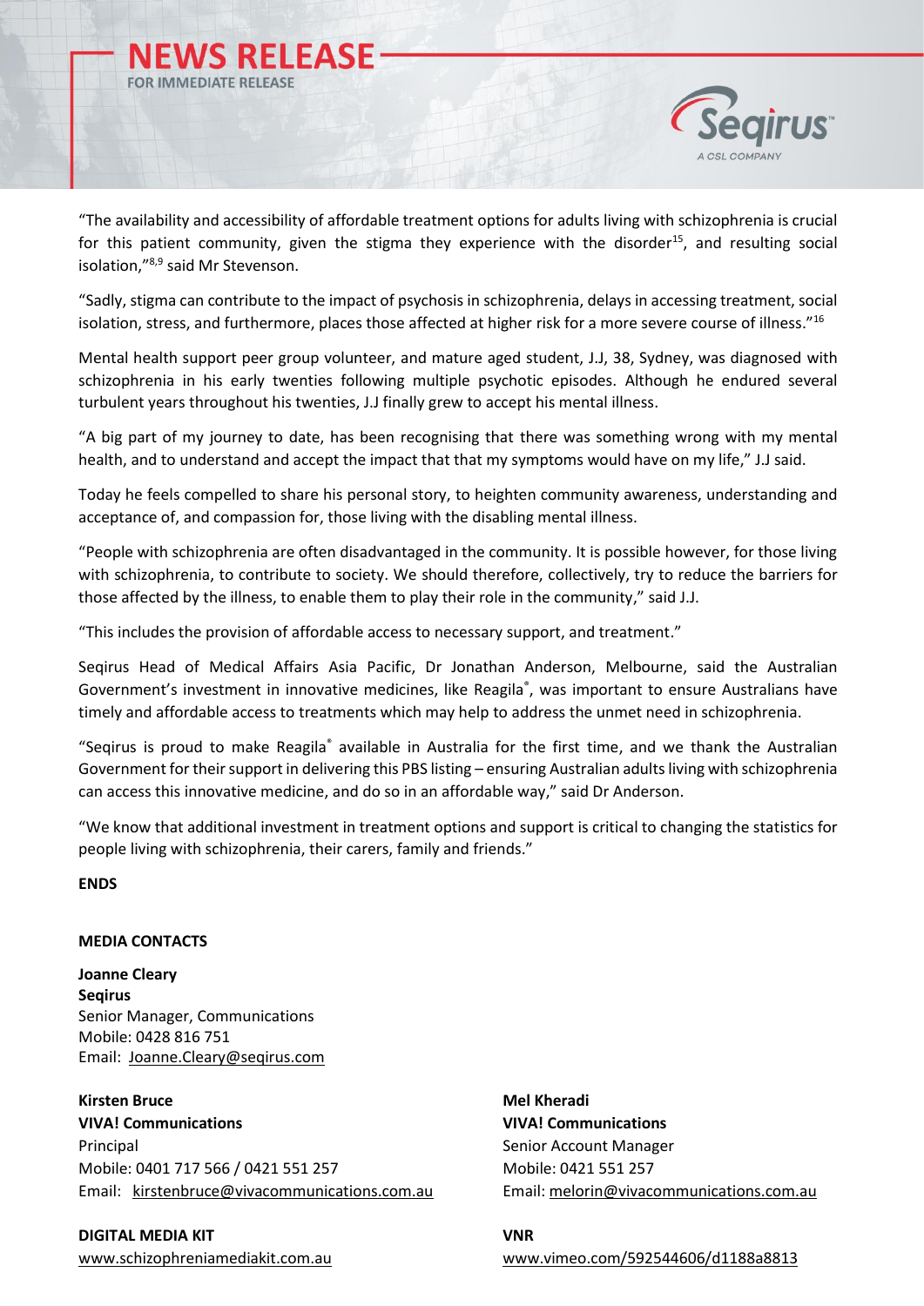"The availability and accessibility of affordable treatment options for adults living with schizophrenia is crucial for this patient community, given the stigma they experience with the disorder[15], and resulting social isolation,"[8,9] said Mr Stevenson.

"Sadly, stigma can contribute to the impact of psychosis in schizophrenia, delays in accessing treatment, social isolation, stress, and furthermore, places those affected at higher risk for a more severe course of illness."[16]

Mental health support peer group volunteer, and mature aged student, J.J, 38, Sydney, was diagnosed with schizophrenia in his early twenties following multiple psychotic episodes. Although he endured several turbulent years throughout his twenties, J.J finally grew to accept his mental illness.

"A big part of my journey to date, has been recognising that there was something wrong with my mental health, and to understand and accept the impact that that my symptoms would have on my life," J.J said.

Today he feels compelled to share his personal story, to heighten community awareness, understanding and acceptance of, and compassion for, those living with the disabling mental illness.

"People with schizophrenia are often disadvantaged in the community. It is possible however, for those living with schizophrenia, to contribute to society. We should therefore, collectively, try to reduce the barriers for those affected by the illness, to enable them to play their role in the community," said J.J.

"This includes the provision of affordable access to necessary support, and treatment."

Seqirus Head of Medical Affairs Asia Pacific, Dr Jonathan Anderson, Melbourne, said the Australian Government's investment in innovative medicines, like Reagila®, was important to ensure Australians have timely and affordable access to treatments which may help to address the unmet need in schizophrenia.

"Seqirus is proud to make Reagila® available in Australia for the first time, and we thank the Australian Government for their support in delivering this PBS listing – ensuring Australian adults living with schizophrenia can access this innovative medicine, and do so in an affordable way," said Dr Anderson.

"We know that additional investment in treatment options and support is critical to changing the statistics for people living with schizophrenia, their carers, family and friends."

**ENDS**

**MEDIA CONTACTS**

**Joanne Cleary**
**Seqirus**
Senior Manager, Communications
Mobile: 0428 816 751
Email: Joanne.Cleary@seqirus.com

**Kirsten Bruce**
**VIVA! Communications**
Principal
Mobile: 0401 717 566 / 0421 551 257
Email: kirstenbruce@vivacommunications.com.au

**Mel Kheradi**
**VIVA! Communications**
Senior Account Manager
Mobile: 0421 551 257
Email: melorin@vivacommunications.com.au

**DIGITAL MEDIA KIT**
www.schizophreniamediakit.com.au

**VNR**
www.vimeo.com/592544606/d1188a8813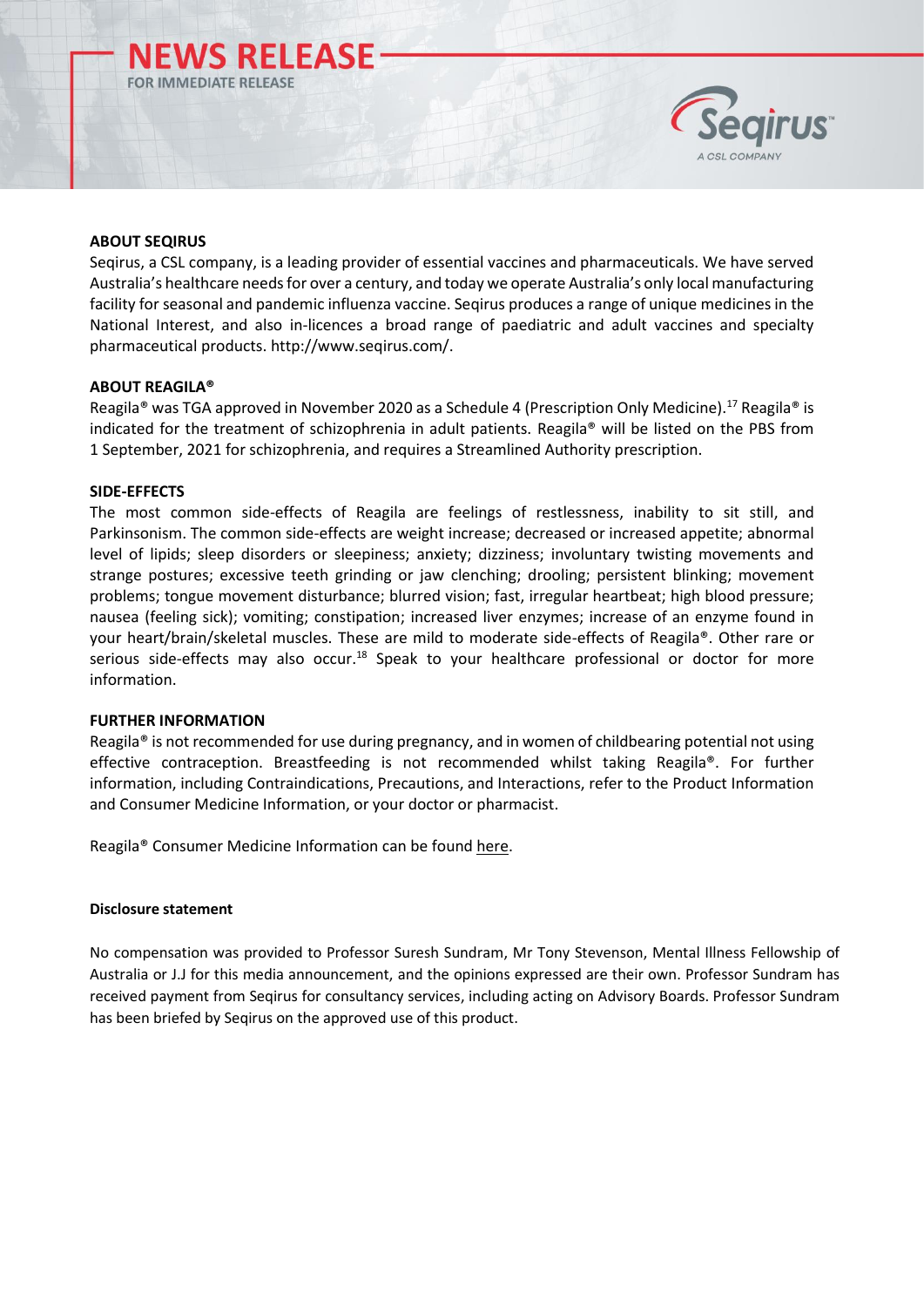## ABOUT SEQIRUS

Seqirus, a CSL company, is a leading provider of essential vaccines and pharmaceuticals. We have served Australia's healthcare needs for over a century, and today we operate Australia's only local manufacturing facility for seasonal and pandemic influenza vaccine. Seqirus produces a range of unique medicines in the National Interest, and also in-licences a broad range of paediatric and adult vaccines and specialty pharmaceutical products. http://www.seqirus.com/.

## ABOUT REAGILA®

Reagila® was TGA approved in November 2020 as a Schedule 4 (Prescription Only Medicine).[17] Reagila® is indicated for the treatment of schizophrenia in adult patients. Reagila® will be listed on the PBS from 1 September, 2021 for schizophrenia, and requires a Streamlined Authority prescription.

## SIDE-EFFECTS

The most common side-effects of Reagila are feelings of restlessness, inability to sit still, and Parkinsonism. The common side-effects are weight increase; decreased or increased appetite; abnormal level of lipids; sleep disorders or sleepiness; anxiety; dizziness; involuntary twisting movements and strange postures; excessive teeth grinding or jaw clenching; drooling; persistent blinking; movement problems; tongue movement disturbance; blurred vision; fast, irregular heartbeat; high blood pressure; nausea (feeling sick); vomiting; constipation; increased liver enzymes; increase of an enzyme found in your heart/brain/skeletal muscles. These are mild to moderate side-effects of Reagila®. Other rare or serious side-effects may also occur.[18] Speak to your healthcare professional or doctor for more information.

## FURTHER INFORMATION

Reagila® is not recommended for use during pregnancy, and in women of childbearing potential not using effective contraception. Breastfeeding is not recommended whilst taking Reagila®. For further information, including Contraindications, Precautions, and Interactions, refer to the Product Information and Consumer Medicine Information, or your doctor or pharmacist.

Reagila® Consumer Medicine Information can be found here.

**Disclosure statement**

No compensation was provided to Professor Suresh Sundram, Mr Tony Stevenson, Mental Illness Fellowship of Australia or J.J for this media announcement, and the opinions expressed are their own. Professor Sundram has received payment from Seqirus for consultancy services, including acting on Advisory Boards. Professor Sundram has been briefed by Seqirus on the approved use of this product.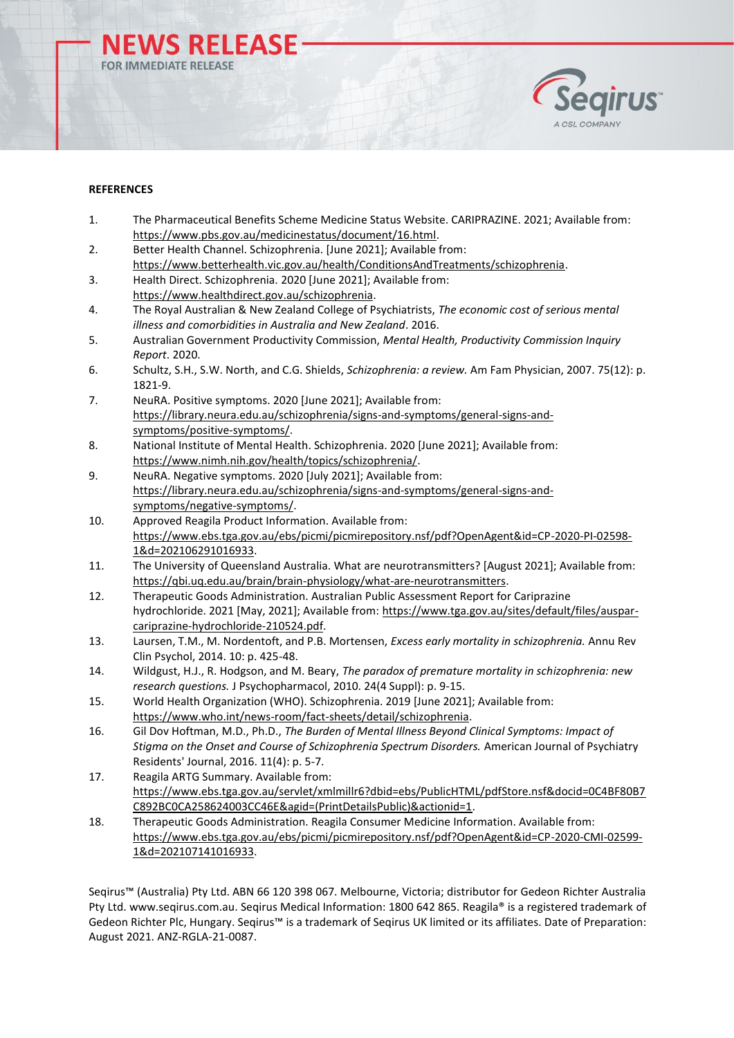**REFERENCES**

1. The Pharmaceutical Benefits Scheme Medicine Status Website. CARIPRAZINE. 2021; Available from: https://www.pbs.gov.au/medicinestatus/document/16.html.
2. Better Health Channel. Schizophrenia. [June 2021]; Available from: https://www.betterhealth.vic.gov.au/health/ConditionsAndTreatments/schizophrenia.
3. Health Direct. Schizophrenia. 2020 [June 2021]; Available from: https://www.healthdirect.gov.au/schizophrenia.
4. The Royal Australian & New Zealand College of Psychiatrists, *The economic cost of serious mental illness and comorbidities in Australia and New Zealand*. 2016.
5. Australian Government Productivity Commission, *Mental Health, Productivity Commission Inquiry Report*. 2020.
6. Schultz, S.H., S.W. North, and C.G. Shields, *Schizophrenia: a review.* Am Fam Physician, 2007. 75(12): p. 1821-9.
7. NeuRA. Positive symptoms. 2020 [June 2021]; Available from: https://library.neura.edu.au/schizophrenia/signs-and-symptoms/general-signs-and-symptoms/positive-symptoms/.
8. National Institute of Mental Health. Schizophrenia. 2020 [June 2021]; Available from: https://www.nimh.nih.gov/health/topics/schizophrenia/.
9. NeuRA. Negative symptoms. 2020 [July 2021]; Available from: https://library.neura.edu.au/schizophrenia/signs-and-symptoms/general-signs-and-symptoms/negative-symptoms/.
10. Approved Reagila Product Information. Available from: https://www.ebs.tga.gov.au/ebs/picmi/picmirepository.nsf/pdf?OpenAgent&id=CP-2020-PI-02598-1&d=202106291016933.
11. The University of Queensland Australia. What are neurotransmitters? [August 2021]; Available from: https://qbi.uq.edu.au/brain/brain-physiology/what-are-neurotransmitters.
12. Therapeutic Goods Administration. Australian Public Assessment Report for Cariprazine hydrochloride. 2021 [May, 2021]; Available from: https://www.tga.gov.au/sites/default/files/auspar-cariprazine-hydrochloride-210524.pdf.
13. Laursen, T.M., M. Nordentoft, and P.B. Mortensen, *Excess early mortality in schizophrenia.* Annu Rev Clin Psychol, 2014. 10: p. 425-48.
14. Wildgust, H.J., R. Hodgson, and M. Beary, *The paradox of premature mortality in schizophrenia: new research questions.* J Psychopharmacol, 2010. 24(4 Suppl): p. 9-15.
15. World Health Organization (WHO). Schizophrenia. 2019 [June 2021]; Available from: https://www.who.int/news-room/fact-sheets/detail/schizophrenia.
16. Gil Dov Hoftman, M.D., Ph.D., *The Burden of Mental Illness Beyond Clinical Symptoms: Impact of Stigma on the Onset and Course of Schizophrenia Spectrum Disorders.* American Journal of Psychiatry Residents' Journal, 2016. 11(4): p. 5-7.
17. Reagila ARTG Summary. Available from: https://www.ebs.tga.gov.au/servlet/xmlmillr6?dbid=ebs/PublicHTML/pdfStore.nsf&docid=0C4BF80B7C892BC0CA258624003CC46E&agid=(PrintDetailsPublic)&actionid=1.
18. Therapeutic Goods Administration. Reagila Consumer Medicine Information. Available from: https://www.ebs.tga.gov.au/ebs/picmi/picmirepository.nsf/pdf?OpenAgent&id=CP-2020-CMI-02599-1&d=202107141016933.

Seqirus™ (Australia) Pty Ltd. ABN 66 120 398 067. Melbourne, Victoria; distributor for Gedeon Richter Australia Pty Ltd. www.seqirus.com.au. Seqirus Medical Information: 1800 642 865. Reagila® is a registered trademark of Gedeon Richter Plc, Hungary. Seqirus™ is a trademark of Seqirus UK limited or its affiliates. Date of Preparation: August 2021. ANZ-RGLA-21-0087.